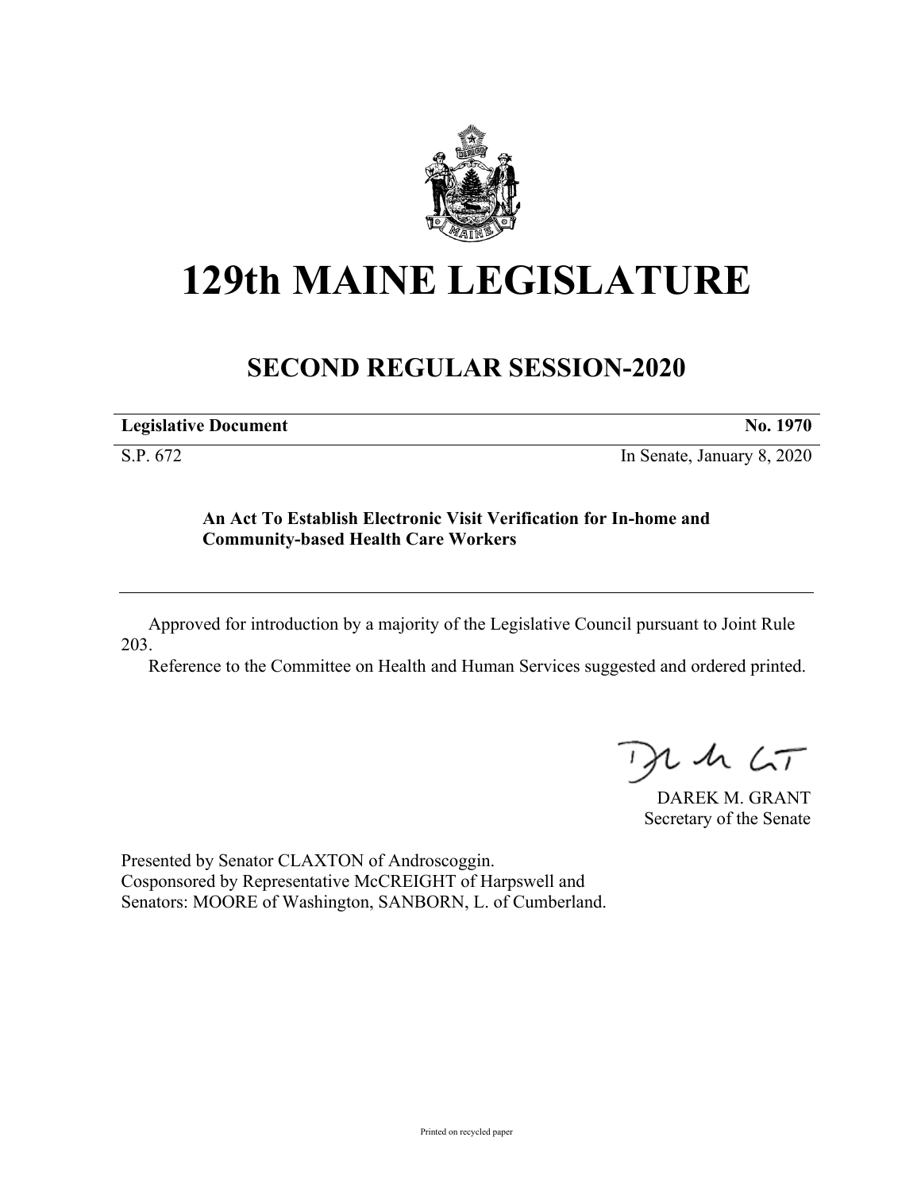# 129th MAINE LEGISLATURE

## SECOND REGULAR SESSION-2020

| **Legislative Document** | **No. 1970** |
|---|---|
| S.P. 672 | In Senate, January 8, 2020 |

**An Act To Establish Electronic Visit Verification for In-home and Community-based Health Care Workers**

Approved for introduction by a majority of the Legislative Council pursuant to Joint Rule 203.

Reference to the Committee on Health and Human Services suggested and ordered printed.

DAREK M. GRANT
Secretary of the Senate

Presented by Senator CLAXTON of Androscoggin.
Cosponsored by Representative McCREIGHT of Harpswell and
Senators: MOORE of Washington, SANBORN, L. of Cumberland.

Printed on recycled paper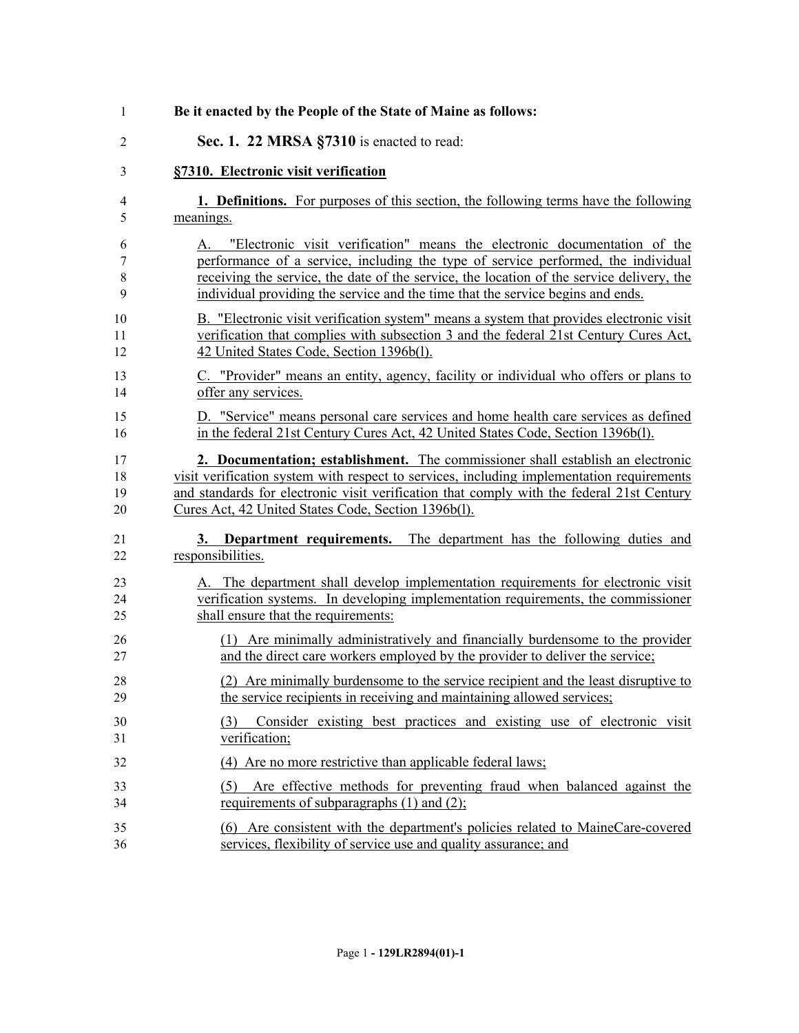**Be it enacted by the People of the State of Maine as follows:**

**Sec. 1. 22 MRSA §7310** is enacted to read:

**§7310. Electronic visit verification**

**1. Definitions.** For purposes of this section, the following terms have the following meanings.

A. "Electronic visit verification" means the electronic documentation of the performance of a service, including the type of service performed, the individual receiving the service, the date of the service, the location of the service delivery, the individual providing the service and the time that the service begins and ends.

B. "Electronic visit verification system" means a system that provides electronic visit verification that complies with subsection 3 and the federal 21st Century Cures Act, 42 United States Code, Section 1396b(l).

C. "Provider" means an entity, agency, facility or individual who offers or plans to offer any services.

D. "Service" means personal care services and home health care services as defined in the federal 21st Century Cures Act, 42 United States Code, Section 1396b(l).

**2. Documentation; establishment.** The commissioner shall establish an electronic visit verification system with respect to services, including implementation requirements and standards for electronic visit verification that comply with the federal 21st Century Cures Act, 42 United States Code, Section 1396b(l).

**3. Department requirements.** The department has the following duties and responsibilities.

A. The department shall develop implementation requirements for electronic visit verification systems. In developing implementation requirements, the commissioner shall ensure that the requirements:

(1) Are minimally administratively and financially burdensome to the provider and the direct care workers employed by the provider to deliver the service;

(2) Are minimally burdensome to the service recipient and the least disruptive to the service recipients in receiving and maintaining allowed services;

(3) Consider existing best practices and existing use of electronic visit verification;

(4) Are no more restrictive than applicable federal laws;

(5) Are effective methods for preventing fraud when balanced against the requirements of subparagraphs (1) and (2);

(6) Are consistent with the department's policies related to MaineCare-covered services, flexibility of service use and quality assurance; and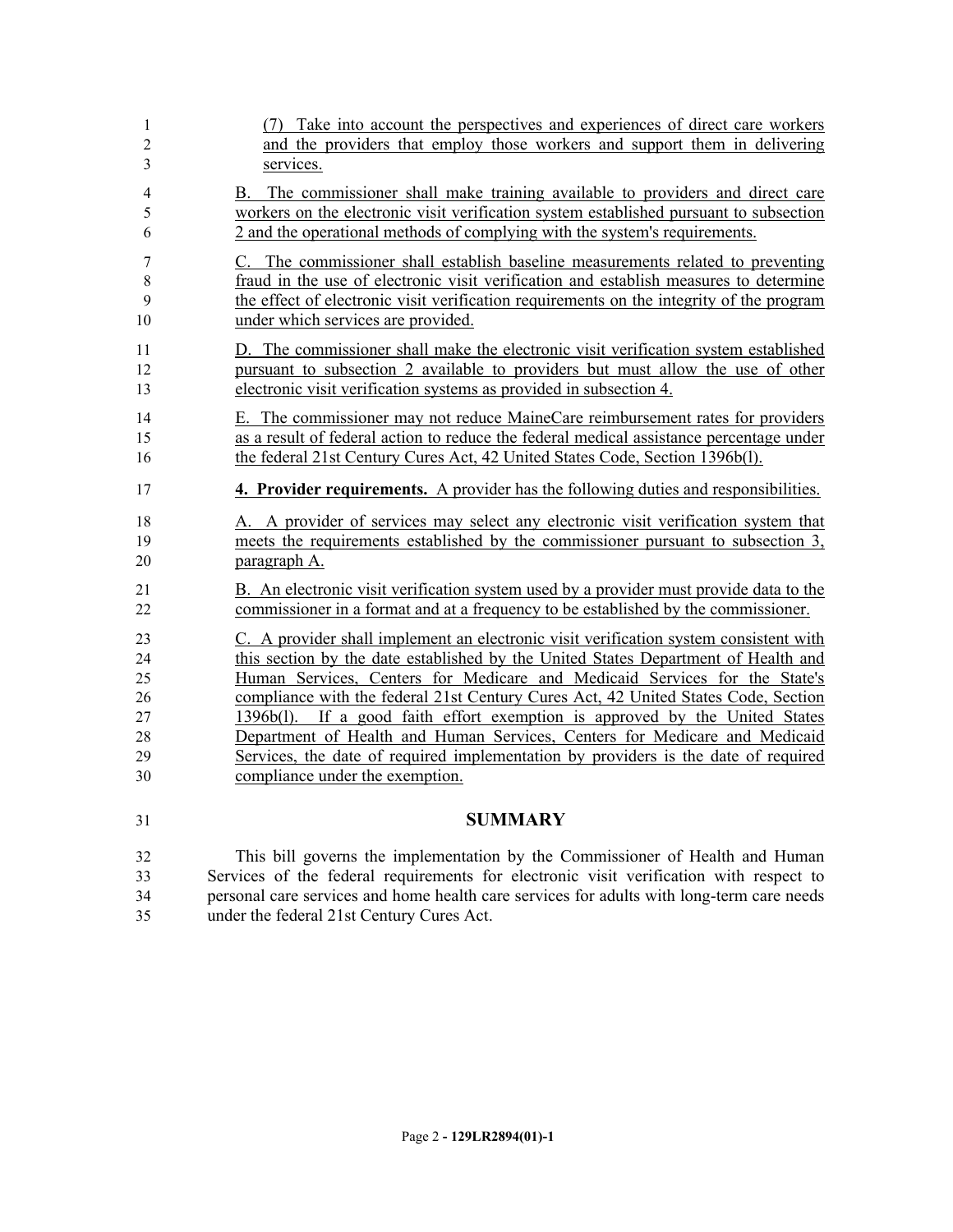(7) Take into account the perspectives and experiences of direct care workers and the providers that employ those workers and support them in delivering services.

B. The commissioner shall make training available to providers and direct care workers on the electronic visit verification system established pursuant to subsection 2 and the operational methods of complying with the system's requirements.

C. The commissioner shall establish baseline measurements related to preventing fraud in the use of electronic visit verification and establish measures to determine the effect of electronic visit verification requirements on the integrity of the program under which services are provided.

D. The commissioner shall make the electronic visit verification system established pursuant to subsection 2 available to providers but must allow the use of other electronic visit verification systems as provided in subsection 4.

E. The commissioner may not reduce MaineCare reimbursement rates for providers as a result of federal action to reduce the federal medical assistance percentage under the federal 21st Century Cures Act, 42 United States Code, Section 1396b(l).

**4. Provider requirements.** A provider has the following duties and responsibilities.

A. A provider of services may select any electronic visit verification system that meets the requirements established by the commissioner pursuant to subsection 3, paragraph A.

B. An electronic visit verification system used by a provider must provide data to the commissioner in a format and at a frequency to be established by the commissioner.

C. A provider shall implement an electronic visit verification system consistent with this section by the date established by the United States Department of Health and Human Services, Centers for Medicare and Medicaid Services for the State's compliance with the federal 21st Century Cures Act, 42 United States Code, Section 1396b(l). If a good faith effort exemption is approved by the United States Department of Health and Human Services, Centers for Medicare and Medicaid Services, the date of required implementation by providers is the date of required compliance under the exemption.

## SUMMARY

This bill governs the implementation by the Commissioner of Health and Human Services of the federal requirements for electronic visit verification with respect to personal care services and home health care services for adults with long-term care needs under the federal 21st Century Cures Act.